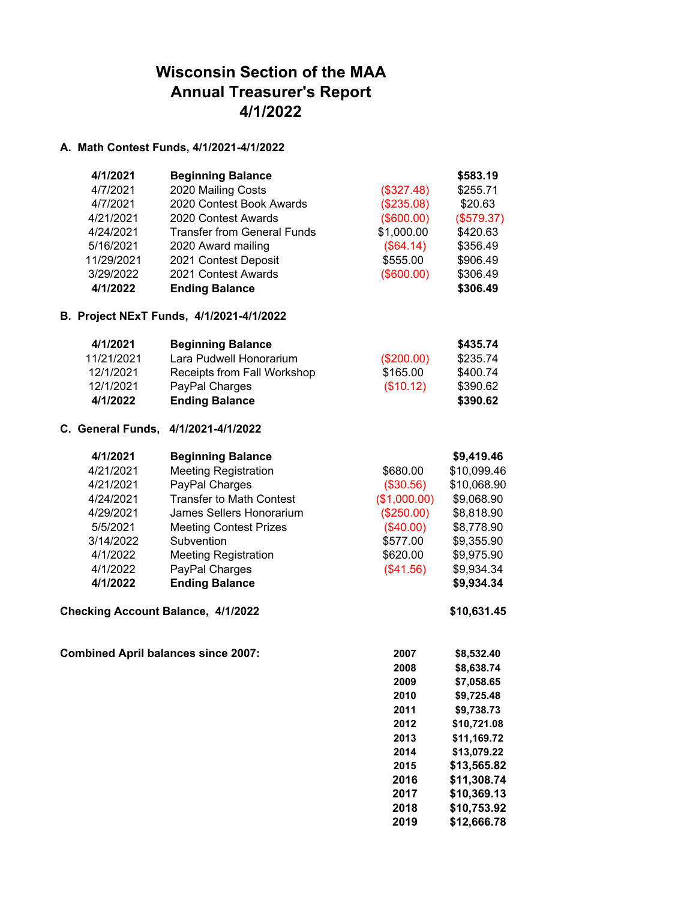# Wisconsin Section of the MAA
# Annual Treasurer's Report
# 4/1/2022

### A. Math Contest Funds, 4/1/2021-4/1/2022

| Date | Description | Amount | Balance |
|---|---|---|---|
| **4/1/2021** | **Beginning Balance** | | **$583.19** |
| 4/7/2021 | 2020 Mailing Costs | ($327.48) | $255.71 |
| 4/7/2021 | 2020 Contest Book Awards | ($235.08) | $20.63 |
| 4/21/2021 | 2020 Contest Awards | ($600.00) | ($579.37) |
| 4/24/2021 | Transfer from General Funds | $1,000.00 | $420.63 |
| 5/16/2021 | 2020 Award mailing | ($64.14) | $356.49 |
| 11/29/2021 | 2021 Contest Deposit | $555.00 | $906.49 |
| 3/29/2022 | 2021 Contest Awards | ($600.00) | $306.49 |
| **4/1/2022** | **Ending Balance** | | **$306.49** |

### B. Project NExT Funds, 4/1/2021-4/1/2022

| Date | Description | Amount | Balance |
|---|---|---|---|
| **4/1/2021** | **Beginning Balance** | | **$435.74** |
| 11/21/2021 | Lara Pudwell Honorarium | ($200.00) | $235.74 |
| 12/1/2021 | Receipts from Fall Workshop | $165.00 | $400.74 |
| 12/1/2021 | PayPal Charges | ($10.12) | $390.62 |
| **4/1/2022** | **Ending Balance** | | **$390.62** |

### C. General Funds, 4/1/2021-4/1/2022

| Date | Description | Amount | Balance |
|---|---|---|---|
| **4/1/2021** | **Beginning Balance** | | **$9,419.46** |
| 4/21/2021 | Meeting Registration | $680.00 | $10,099.46 |
| 4/21/2021 | PayPal Charges | ($30.56) | $10,068.90 |
| 4/24/2021 | Transfer to Math Contest | ($1,000.00) | $9,068.90 |
| 4/29/2021 | James Sellers Honorarium | ($250.00) | $8,818.90 |
| 5/5/2021 | Meeting Contest Prizes | ($40.00) | $8,778.90 |
| 3/14/2022 | Subvention | $577.00 | $9,355.90 |
| 4/1/2022 | Meeting Registration | $620.00 | $9,975.90 |
| 4/1/2022 | PayPal Charges | ($41.56) | $9,934.34 |
| **4/1/2022** | **Ending Balance** | | **$9,934.34** |

**Checking Account Balance, 4/1/2022** **$10,631.45**

**Combined April balances since 2007:**

| Year | Balance |
|---|---|
| **2007** | **$8,532.40** |
| **2008** | **$8,638.74** |
| **2009** | **$7,058.65** |
| **2010** | **$9,725.48** |
| **2011** | **$9,738.73** |
| **2012** | **$10,721.08** |
| **2013** | **$11,169.72** |
| **2014** | **$13,079.22** |
| **2015** | **$13,565.82** |
| **2016** | **$11,308.74** |
| **2017** | **$10,369.13** |
| **2018** | **$10,753.92** |
| **2019** | **$12,666.78** |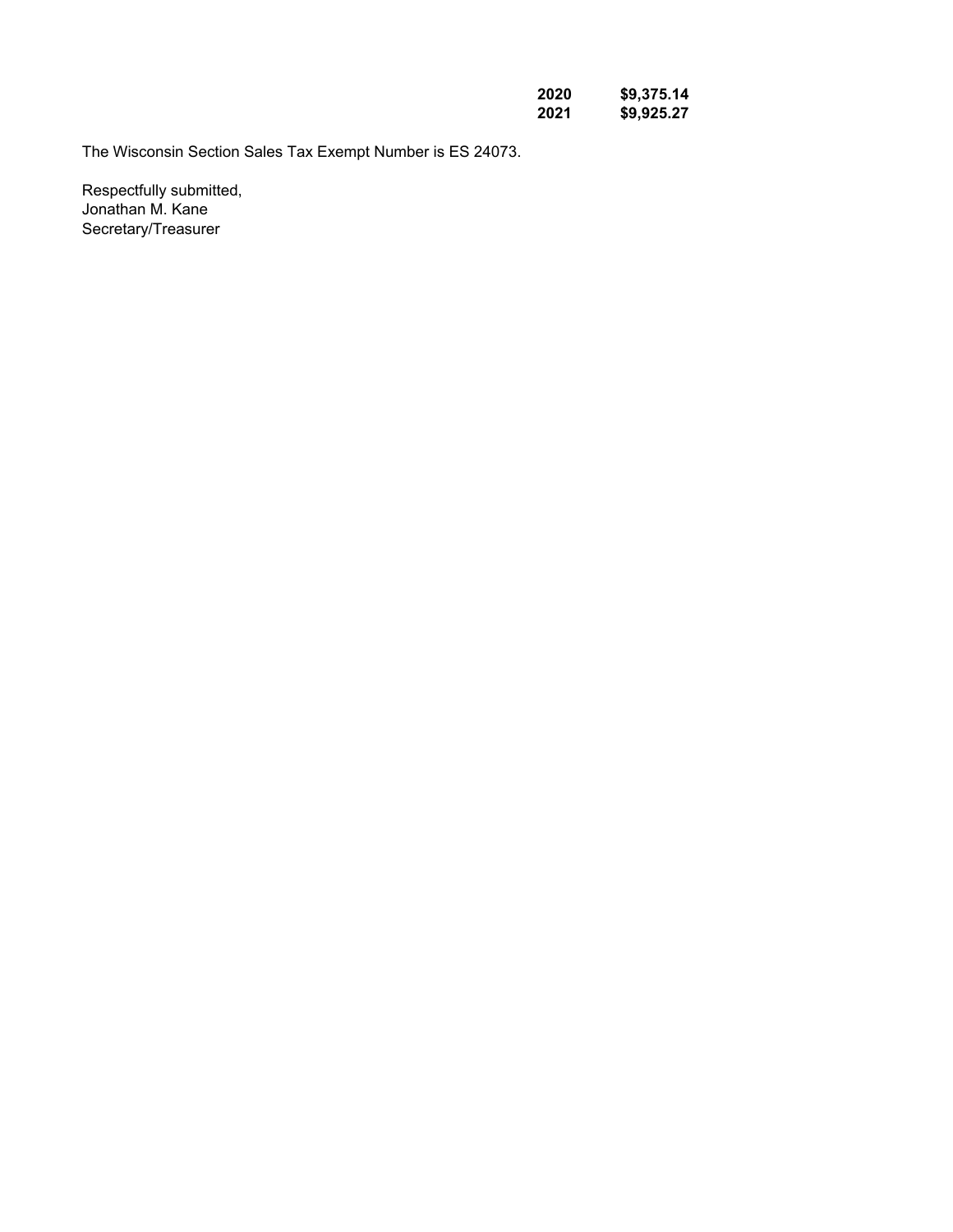| | |
|---|---|
| **2020** | **$9,375.14** |
| **2021** | **$9,925.27** |

The Wisconsin Section Sales Tax Exempt Number is ES 24073.

Respectfully submitted,
Jonathan M. Kane
Secretary/Treasurer